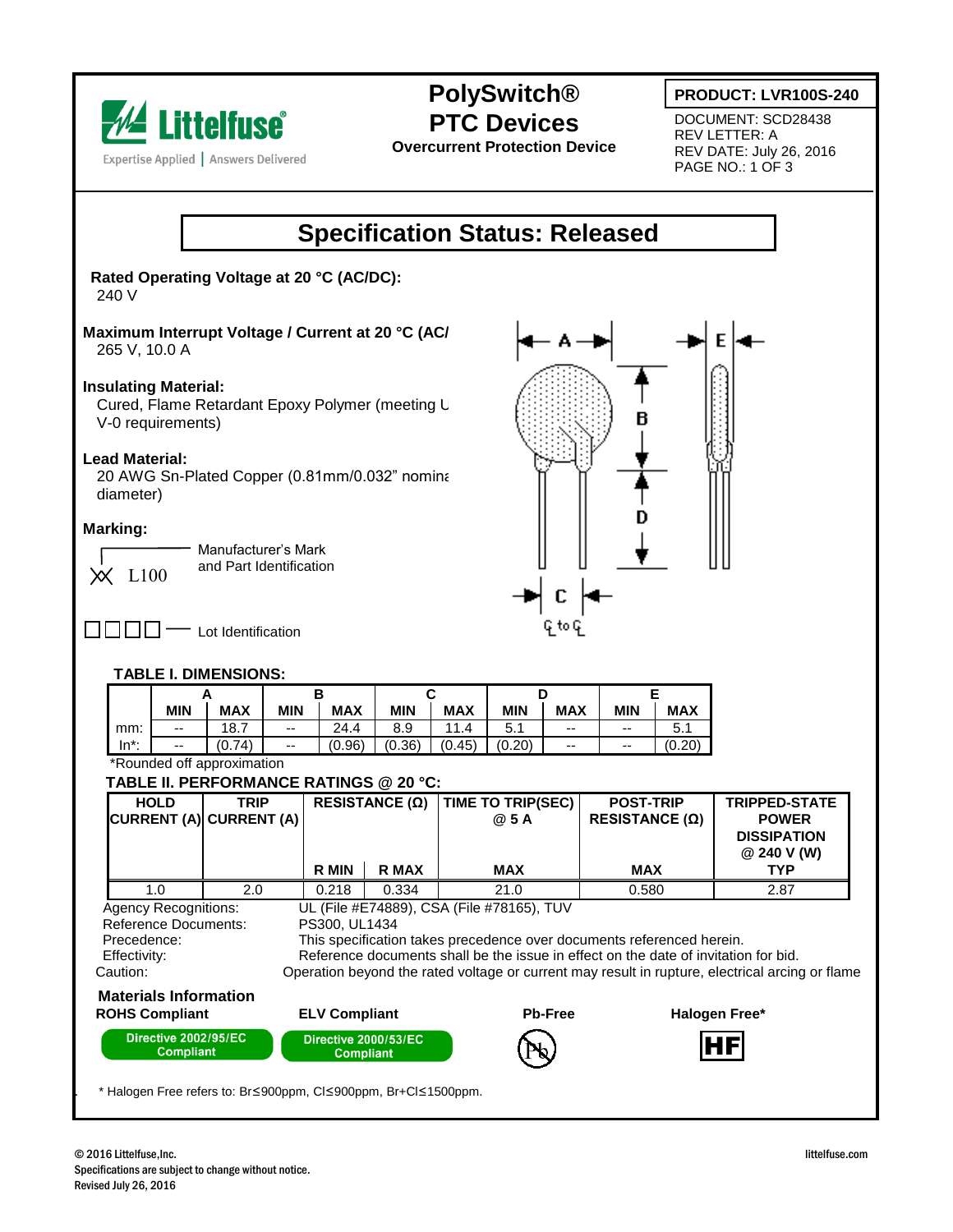# PolySwitch® PTC Devices

**Overcurrent Protection Device**

**PRODUCT: LVR100S-240**

DOCUMENT: SCD28438
REV LETTER: A
REV DATE: July 26, 2016

## Specification Status: Released

**Rated Operating Voltage at 20 °C (AC/DC):**
240 V

**Maximum Interrupt Voltage / Current at 20 °C (AC/**
265 V, 10.0 A

**Insulating Material:**
Cured, Flame Retardant Epoxy Polymer (meeting U
V-0 requirements)

**Lead Material:**
20 AWG Sn-Plated Copper (0.81mm/0.032" nomina
diameter)

**Marking:**

XX L100 — Manufacturer's Mark and Part Identification

□□□□ — Lot Identification

A B C D E

C ℄ to ℄

**TABLE I. DIMENSIONS:**

| | A | | B | | C | | D | | E | |
|---|---|---|---|---|---|---|---|---|---|---|
| | MIN | MAX | MIN | MAX | MIN | MAX | MIN | MAX | MIN | MAX |
| mm: | -- | 18.7 | -- | 24.4 | 8.9 | 11.4 | 5.1 | -- | -- | 5.1 |
| In*: | -- | (0.74) | -- | (0.96) | (0.36) | (0.45) | (0.20) | -- | -- | (0.20) |

*Rounded off approximation

**TABLE II. PERFORMANCE RATINGS @ 20 °C:**

| HOLD CURRENT (A) | TRIP CURRENT (A) | RESISTANCE (Ω) | | TIME TO TRIP(SEC) @ 5 A | POST-TRIP RESISTANCE (Ω) | TRIPPED-STATE POWER DISSIPATION @ 240 V (W) |
|---|---|---|---|---|---|---|
| | | R MIN | R MAX | MAX | MAX | TYP |
| 1.0 | 2.0 | 0.218 | 0.334 | 21.0 | 0.580 | 2.87 |

Agency Recognitions: UL (File #E74889), CSA (File #78165), TUV
Reference Documents: PS300, UL1434
Precedence: This specification takes precedence over documents referenced herein.
Effectivity: Reference documents shall be the issue in effect on the date of invitation for bid.
Caution: Operation beyond the rated voltage or current may result in rupture, electrical arcing or flame

**Materials Information**

| ROHS Compliant | ELV Compliant | Pb-Free | Halogen Free* |
|---|---|---|---|
| Directive 2002/95/EC Compliant | Directive 2000/53/EC Compliant | Pb | HF |

* Halogen Free refers to: Br≤900ppm, Cl≤900ppm, Br+Cl≤1500ppm.

© 2016 Littelfuse,Inc.
Specifications are subject to change without notice.
Revised July 26, 2016

littelfuse.com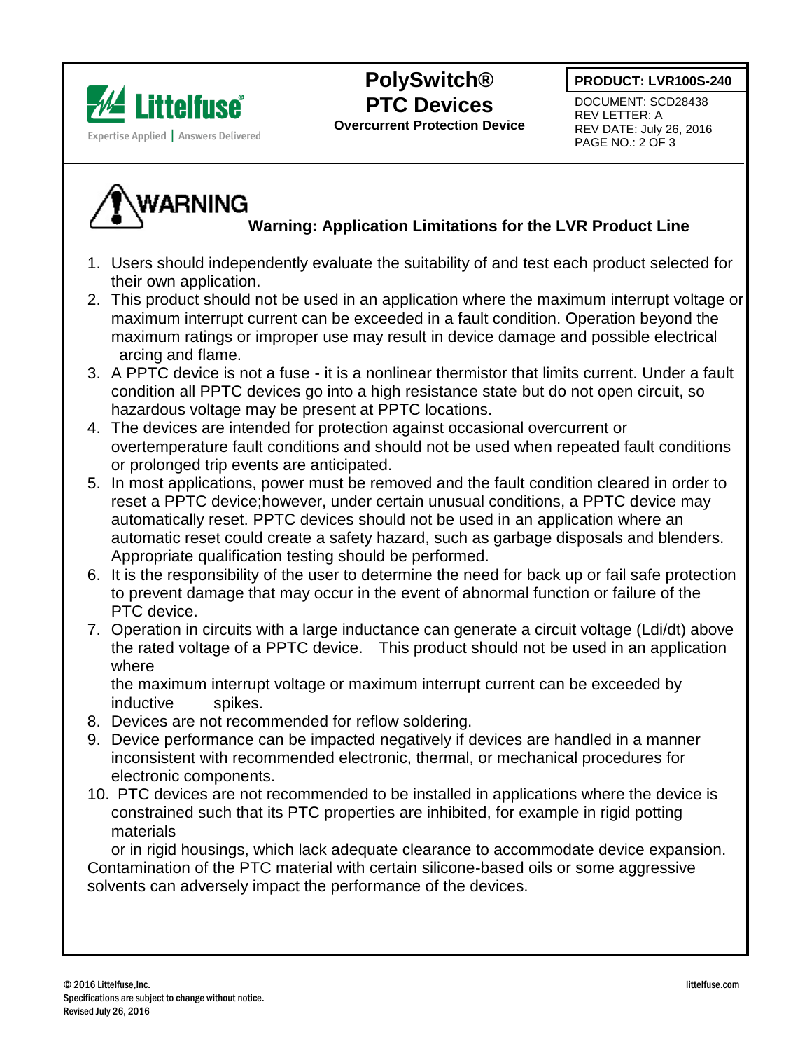# WARNING

## Warning: Application Limitations for the LVR Product Line

1. Users should independently evaluate the suitability of and test each product selected for their own application.
2. This product should not be used in an application where the maximum interrupt voltage or maximum interrupt current can be exceeded in a fault condition. Operation beyond the maximum ratings or improper use may result in device damage and possible electrical arcing and flame.
3. A PPTC device is not a fuse - it is a nonlinear thermistor that limits current. Under a fault condition all PPTC devices go into a high resistance state but do not open circuit, so hazardous voltage may be present at PPTC locations.
4. The devices are intended for protection against occasional overcurrent or overtemperature fault conditions and should not be used when repeated fault conditions or prolonged trip events are anticipated.
5. In most applications, power must be removed and the fault condition cleared in order to reset a PPTC device;however, under certain unusual conditions, a PPTC device may automatically reset. PPTC devices should not be used in an application where an automatic reset could create a safety hazard, such as garbage disposals and blenders. Appropriate qualification testing should be performed.
6. It is the responsibility of the user to determine the need for back up or fail safe protection to prevent damage that may occur in the event of abnormal function or failure of the PTC device.
7. Operation in circuits with a large inductance can generate a circuit voltage (Ldi/dt) above the rated voltage of a PPTC device. This product should not be used in an application where the maximum interrupt voltage or maximum interrupt current can be exceeded by inductive spikes.
8. Devices are not recommended for reflow soldering.
9. Device performance can be impacted negatively if devices are handled in a manner inconsistent with recommended electronic, thermal, or mechanical procedures for electronic components.
10. PTC devices are not recommended to be installed in applications where the device is constrained such that its PTC properties are inhibited, for example in rigid potting materials or in rigid housings, which lack adequate clearance to accommodate device expansion.

Contamination of the PTC material with certain silicone-based oils or some aggressive solvents can adversely impact the performance of the devices.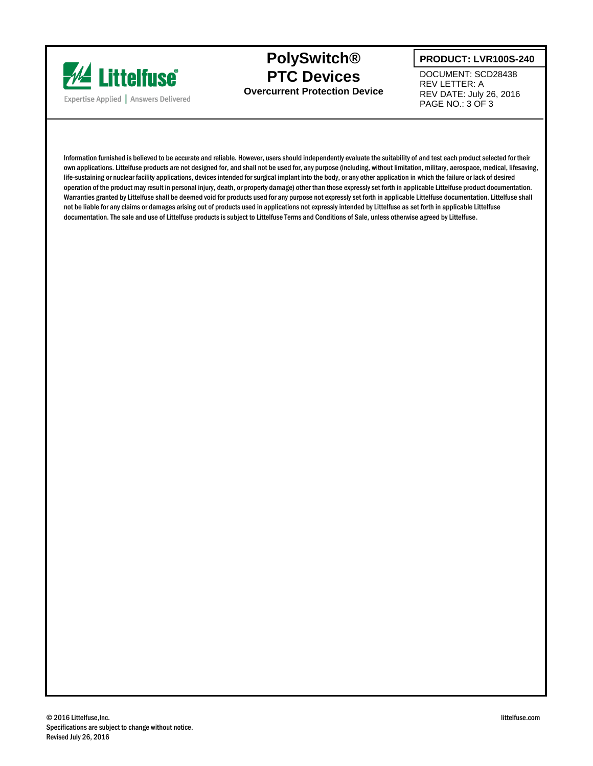Information furnished is believed to be accurate and reliable. However, users should independently evaluate the suitability of and test each product selected for their own applications. Littelfuse products are not designed for, and shall not be used for, any purpose (including, without limitation, military, aerospace, medical, lifesaving, life-sustaining or nuclear facility applications, devices intended for surgical implant into the body, or any other application in which the failure or lack of desired operation of the product may result in personal injury, death, or property damage) other than those expressly set forth in applicable Littelfuse product documentation. Warranties granted by Littelfuse shall be deemed void for products used for any purpose not expressly set forth in applicable Littelfuse documentation. Littelfuse shall not be liable for any claims or damages arising out of products used in applications not expressly intended by Littelfuse as set forth in applicable Littelfuse documentation. The sale and use of Littelfuse products is subject to Littelfuse Terms and Conditions of Sale, unless otherwise agreed by Littelfuse.